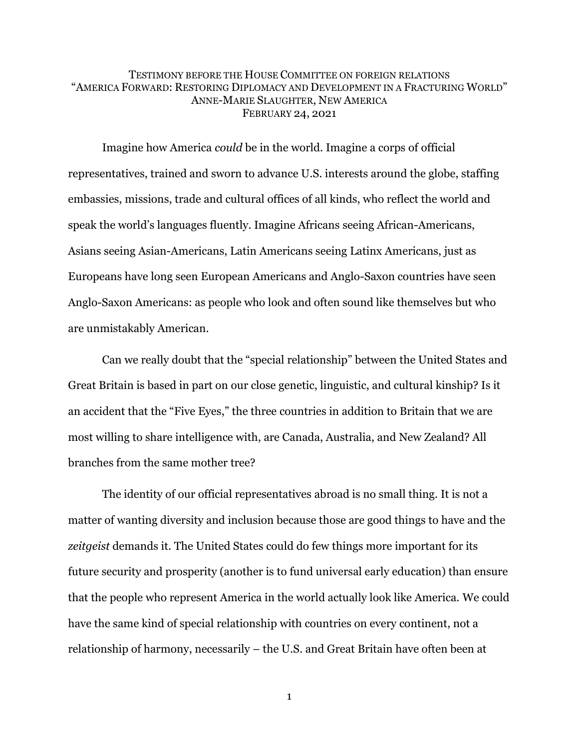TESTIMONY BEFORE THE HOUSE COMMITTEE ON FOREIGN RELATIONS
"AMERICA FORWARD: RESTORING DIPLOMACY AND DEVELOPMENT IN A FRACTURING WORLD"
ANNE-MARIE SLAUGHTER, NEW AMERICA
FEBRUARY 24, 2021

Imagine how America *could* be in the world. Imagine a corps of official representatives, trained and sworn to advance U.S. interests around the globe, staffing embassies, missions, trade and cultural offices of all kinds, who reflect the world and speak the world's languages fluently. Imagine Africans seeing African-Americans, Asians seeing Asian-Americans, Latin Americans seeing Latinx Americans, just as Europeans have long seen European Americans and Anglo-Saxon countries have seen Anglo-Saxon Americans: as people who look and often sound like themselves but who are unmistakably American.

Can we really doubt that the "special relationship" between the United States and Great Britain is based in part on our close genetic, linguistic, and cultural kinship? Is it an accident that the "Five Eyes," the three countries in addition to Britain that we are most willing to share intelligence with, are Canada, Australia, and New Zealand? All branches from the same mother tree?

The identity of our official representatives abroad is no small thing. It is not a matter of wanting diversity and inclusion because those are good things to have and the *zeitgeist* demands it. The United States could do few things more important for its future security and prosperity (another is to fund universal early education) than ensure that the people who represent America in the world actually look like America. We could have the same kind of special relationship with countries on every continent, not a relationship of harmony, necessarily – the U.S. and Great Britain have often been at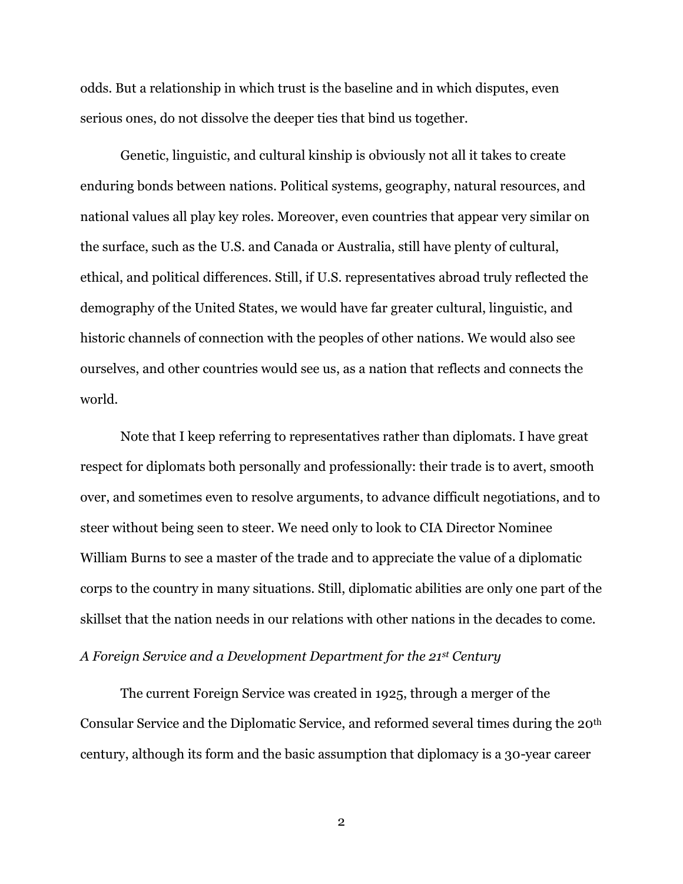odds. But a relationship in which trust is the baseline and in which disputes, even serious ones, do not dissolve the deeper ties that bind us together.

Genetic, linguistic, and cultural kinship is obviously not all it takes to create enduring bonds between nations. Political systems, geography, natural resources, and national values all play key roles. Moreover, even countries that appear very similar on the surface, such as the U.S. and Canada or Australia, still have plenty of cultural, ethical, and political differences. Still, if U.S. representatives abroad truly reflected the demography of the United States, we would have far greater cultural, linguistic, and historic channels of connection with the peoples of other nations. We would also see ourselves, and other countries would see us, as a nation that reflects and connects the world.

Note that I keep referring to representatives rather than diplomats. I have great respect for diplomats both personally and professionally: their trade is to avert, smooth over, and sometimes even to resolve arguments, to advance difficult negotiations, and to steer without being seen to steer. We need only to look to CIA Director Nominee William Burns to see a master of the trade and to appreciate the value of a diplomatic corps to the country in many situations. Still, diplomatic abilities are only one part of the skillset that the nation needs in our relations with other nations in the decades to come.

### *A Foreign Service and a Development Department for the 21st Century*

The current Foreign Service was created in 1925, through a merger of the Consular Service and the Diplomatic Service, and reformed several times during the 20th century, although its form and the basic assumption that diplomacy is a 30-year career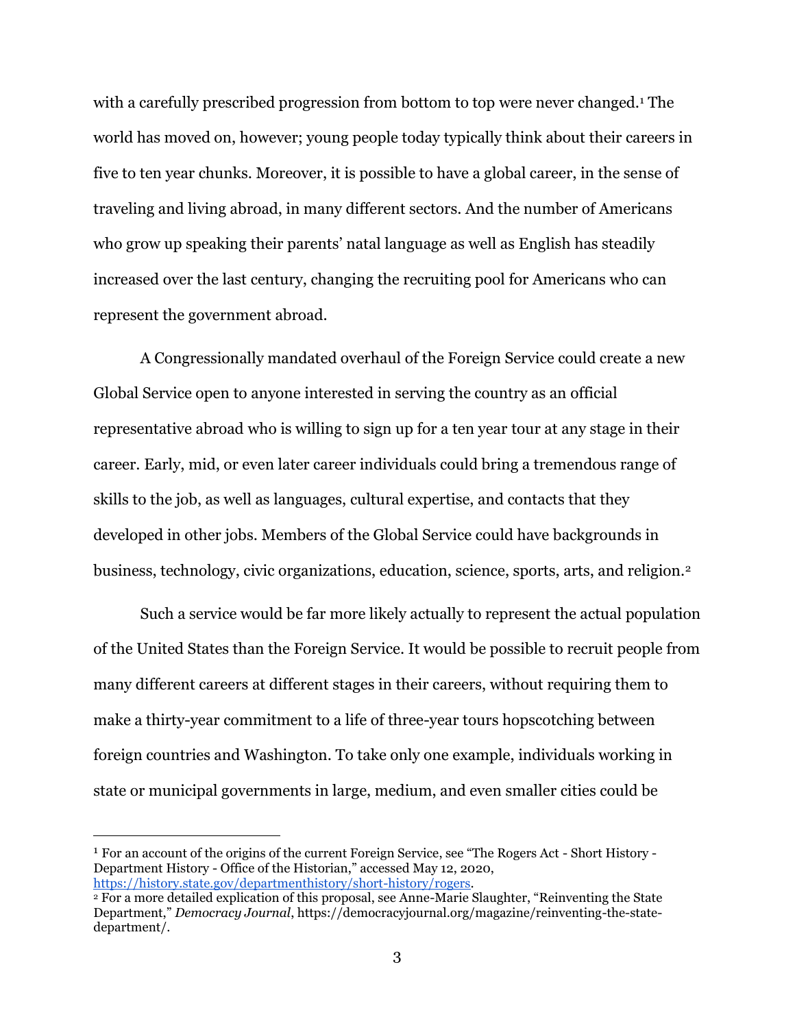with a carefully prescribed progression from bottom to top were never changed.[1] The world has moved on, however; young people today typically think about their careers in five to ten year chunks. Moreover, it is possible to have a global career, in the sense of traveling and living abroad, in many different sectors. And the number of Americans who grow up speaking their parents' natal language as well as English has steadily increased over the last century, changing the recruiting pool for Americans who can represent the government abroad.

A Congressionally mandated overhaul of the Foreign Service could create a new Global Service open to anyone interested in serving the country as an official representative abroad who is willing to sign up for a ten year tour at any stage in their career. Early, mid, or even later career individuals could bring a tremendous range of skills to the job, as well as languages, cultural expertise, and contacts that they developed in other jobs. Members of the Global Service could have backgrounds in business, technology, civic organizations, education, science, sports, arts, and religion.[2]

Such a service would be far more likely actually to represent the actual population of the United States than the Foreign Service. It would be possible to recruit people from many different careers at different stages in their careers, without requiring them to make a thirty-year commitment to a life of three-year tours hopscotching between foreign countries and Washington. To take only one example, individuals working in state or municipal governments in large, medium, and even smaller cities could be

---

[1] For an account of the origins of the current Foreign Service, see "The Rogers Act - Short History - Department History - Office of the Historian," accessed May 12, 2020, https://history.state.gov/departmenthistory/short-history/rogers.

[2] For a more detailed explication of this proposal, see Anne-Marie Slaughter, "Reinventing the State Department," *Democracy Journal*, https://democracyjournal.org/magazine/reinventing-the-state-department/.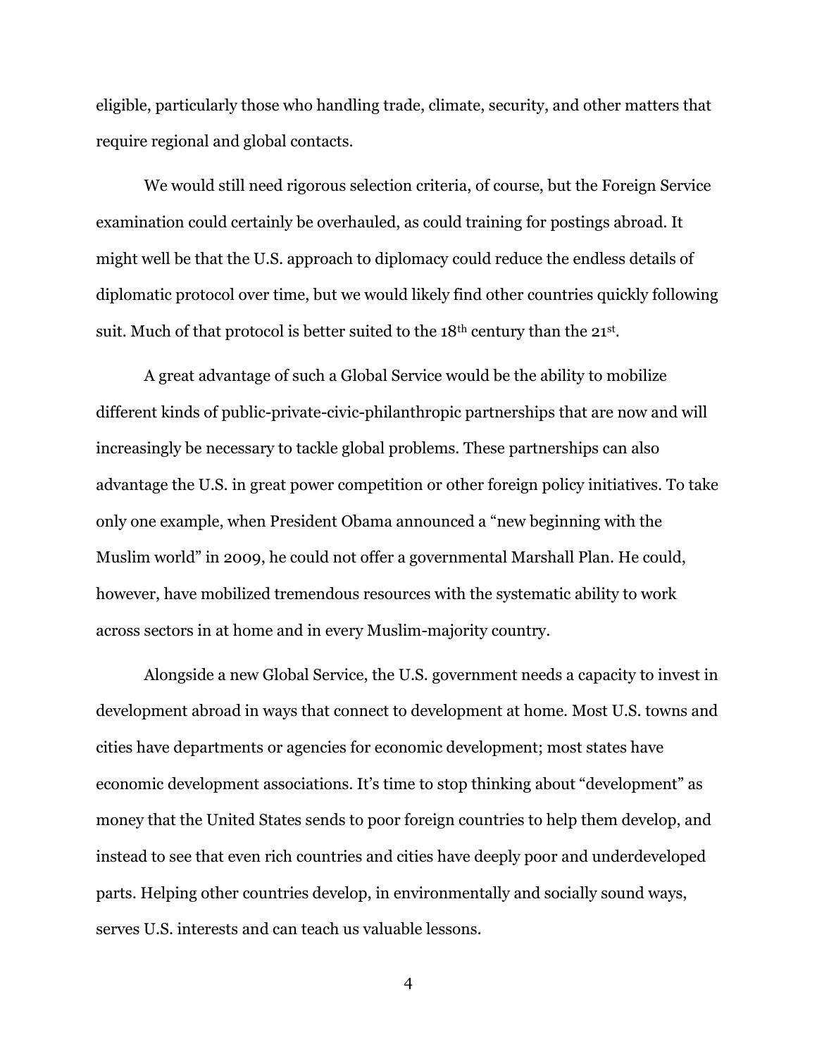eligible, particularly those who handling trade, climate, security, and other matters that require regional and global contacts.

We would still need rigorous selection criteria, of course, but the Foreign Service examination could certainly be overhauled, as could training for postings abroad. It might well be that the U.S. approach to diplomacy could reduce the endless details of diplomatic protocol over time, but we would likely find other countries quickly following suit. Much of that protocol is better suited to the 18th century than the 21st.

A great advantage of such a Global Service would be the ability to mobilize different kinds of public-private-civic-philanthropic partnerships that are now and will increasingly be necessary to tackle global problems. These partnerships can also advantage the U.S. in great power competition or other foreign policy initiatives. To take only one example, when President Obama announced a "new beginning with the Muslim world" in 2009, he could not offer a governmental Marshall Plan. He could, however, have mobilized tremendous resources with the systematic ability to work across sectors in at home and in every Muslim-majority country.

Alongside a new Global Service, the U.S. government needs a capacity to invest in development abroad in ways that connect to development at home. Most U.S. towns and cities have departments or agencies for economic development; most states have economic development associations. It's time to stop thinking about "development" as money that the United States sends to poor foreign countries to help them develop, and instead to see that even rich countries and cities have deeply poor and underdeveloped parts. Helping other countries develop, in environmentally and socially sound ways, serves U.S. interests and can teach us valuable lessons.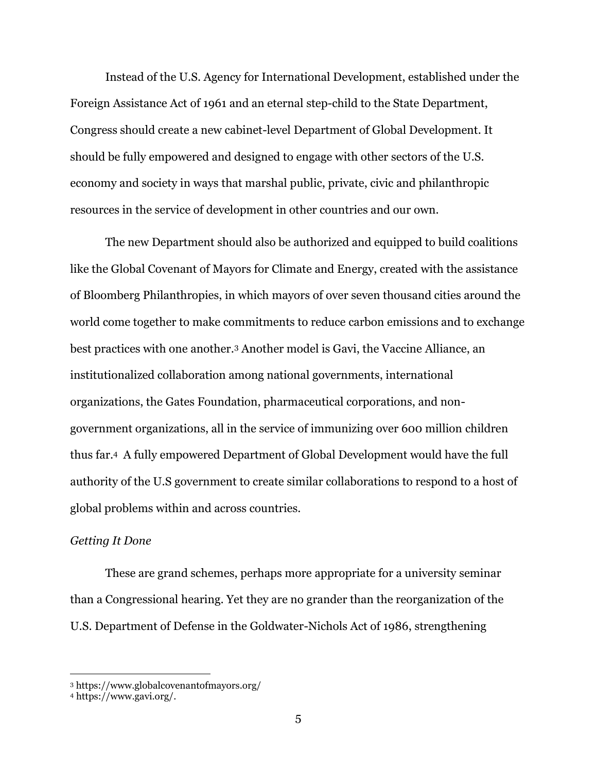Instead of the U.S. Agency for International Development, established under the Foreign Assistance Act of 1961 and an eternal step-child to the State Department, Congress should create a new cabinet-level Department of Global Development. It should be fully empowered and designed to engage with other sectors of the U.S. economy and society in ways that marshal public, private, civic and philanthropic resources in the service of development in other countries and our own.

The new Department should also be authorized and equipped to build coalitions like the Global Covenant of Mayors for Climate and Energy, created with the assistance of Bloomberg Philanthropies, in which mayors of over seven thousand cities around the world come together to make commitments to reduce carbon emissions and to exchange best practices with one another.[3] Another model is Gavi, the Vaccine Alliance, an institutionalized collaboration among national governments, international organizations, the Gates Foundation, pharmaceutical corporations, and non-government organizations, all in the service of immunizing over 600 million children thus far.[4] A fully empowered Department of Global Development would have the full authority of the U.S government to create similar collaborations to respond to a host of global problems within and across countries.

*Getting It Done*

These are grand schemes, perhaps more appropriate for a university seminar than a Congressional hearing. Yet they are no grander than the reorganization of the U.S. Department of Defense in the Goldwater-Nichols Act of 1986, strengthening

---

[3] https://www.globalcovenantofmayors.org/

[4] https://www.gavi.org/.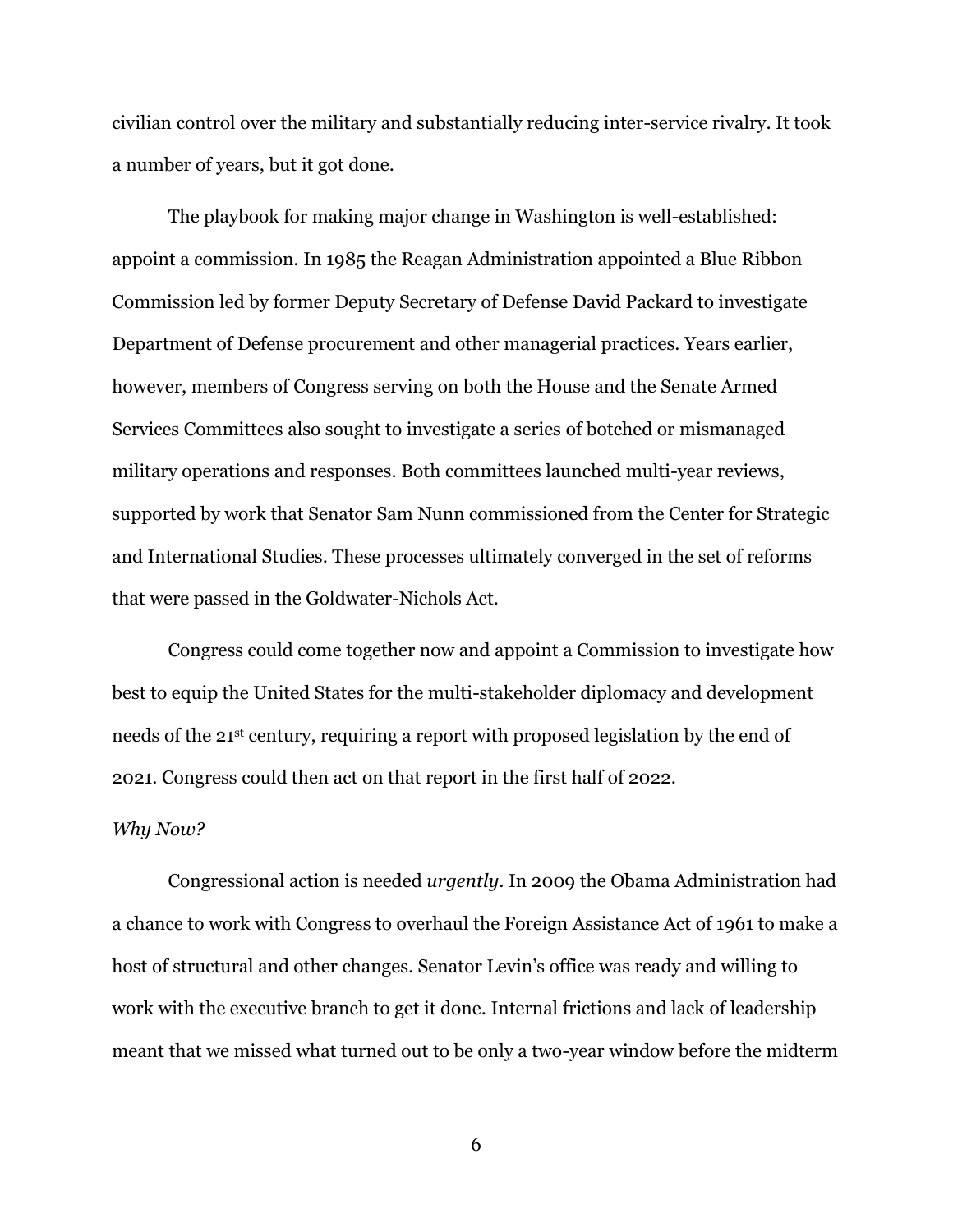civilian control over the military and substantially reducing inter-service rivalry. It took a number of years, but it got done.

The playbook for making major change in Washington is well-established: appoint a commission. In 1985 the Reagan Administration appointed a Blue Ribbon Commission led by former Deputy Secretary of Defense David Packard to investigate Department of Defense procurement and other managerial practices. Years earlier, however, members of Congress serving on both the House and the Senate Armed Services Committees also sought to investigate a series of botched or mismanaged military operations and responses. Both committees launched multi-year reviews, supported by work that Senator Sam Nunn commissioned from the Center for Strategic and International Studies. These processes ultimately converged in the set of reforms that were passed in the Goldwater-Nichols Act.

Congress could come together now and appoint a Commission to investigate how best to equip the United States for the multi-stakeholder diplomacy and development needs of the 21st century, requiring a report with proposed legislation by the end of 2021. Congress could then act on that report in the first half of 2022.

*Why Now?*

Congressional action is needed *urgently*. In 2009 the Obama Administration had a chance to work with Congress to overhaul the Foreign Assistance Act of 1961 to make a host of structural and other changes. Senator Levin's office was ready and willing to work with the executive branch to get it done. Internal frictions and lack of leadership meant that we missed what turned out to be only a two-year window before the midterm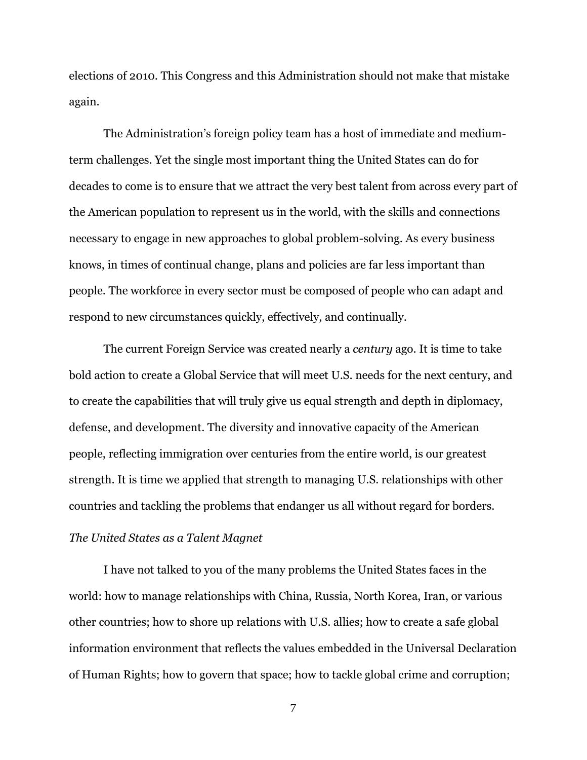elections of 2010. This Congress and this Administration should not make that mistake again.

The Administration's foreign policy team has a host of immediate and medium-term challenges. Yet the single most important thing the United States can do for decades to come is to ensure that we attract the very best talent from across every part of the American population to represent us in the world, with the skills and connections necessary to engage in new approaches to global problem-solving. As every business knows, in times of continual change, plans and policies are far less important than people. The workforce in every sector must be composed of people who can adapt and respond to new circumstances quickly, effectively, and continually.

The current Foreign Service was created nearly a *century* ago. It is time to take bold action to create a Global Service that will meet U.S. needs for the next century, and to create the capabilities that will truly give us equal strength and depth in diplomacy, defense, and development. The diversity and innovative capacity of the American people, reflecting immigration over centuries from the entire world, is our greatest strength. It is time we applied that strength to managing U.S. relationships with other countries and tackling the problems that endanger us all without regard for borders.

*The United States as a Talent Magnet*

I have not talked to you of the many problems the United States faces in the world: how to manage relationships with China, Russia, North Korea, Iran, or various other countries; how to shore up relations with U.S. allies; how to create a safe global information environment that reflects the values embedded in the Universal Declaration of Human Rights; how to govern that space; how to tackle global crime and corruption;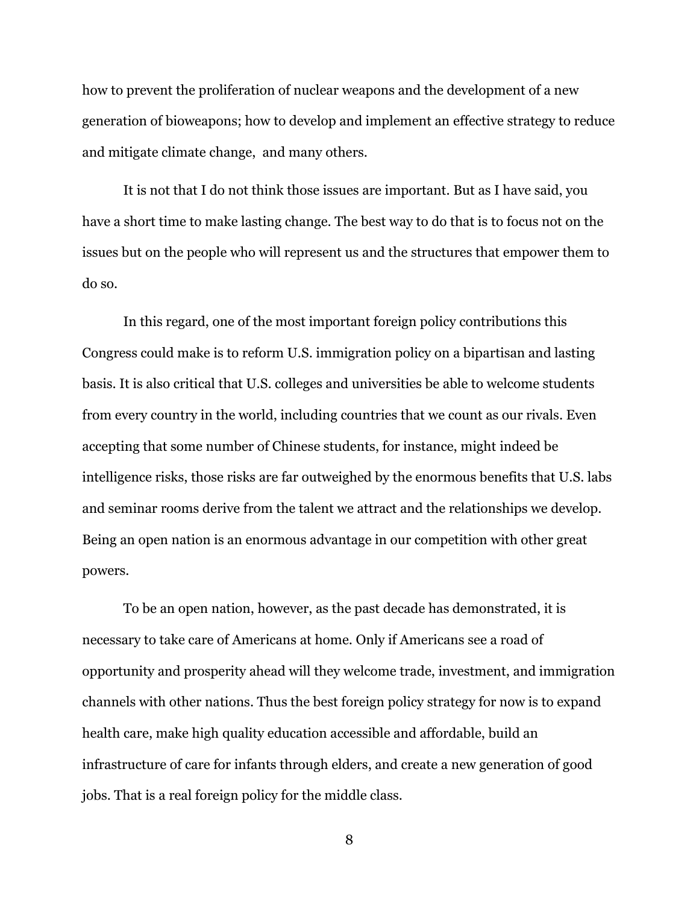how to prevent the proliferation of nuclear weapons and the development of a new generation of bioweapons; how to develop and implement an effective strategy to reduce and mitigate climate change, and many others.

It is not that I do not think those issues are important. But as I have said, you have a short time to make lasting change. The best way to do that is to focus not on the issues but on the people who will represent us and the structures that empower them to do so.

In this regard, one of the most important foreign policy contributions this Congress could make is to reform U.S. immigration policy on a bipartisan and lasting basis. It is also critical that U.S. colleges and universities be able to welcome students from every country in the world, including countries that we count as our rivals. Even accepting that some number of Chinese students, for instance, might indeed be intelligence risks, those risks are far outweighed by the enormous benefits that U.S. labs and seminar rooms derive from the talent we attract and the relationships we develop. Being an open nation is an enormous advantage in our competition with other great powers.

To be an open nation, however, as the past decade has demonstrated, it is necessary to take care of Americans at home. Only if Americans see a road of opportunity and prosperity ahead will they welcome trade, investment, and immigration channels with other nations. Thus the best foreign policy strategy for now is to expand health care, make high quality education accessible and affordable, build an infrastructure of care for infants through elders, and create a new generation of good jobs. That is a real foreign policy for the middle class.